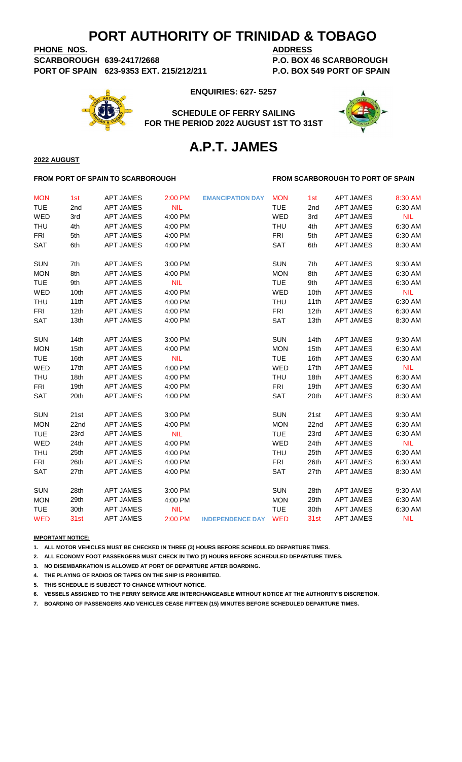# PORT AUTHORITY OF TRINIDAD & TOBAGO

**PHONE NOS.**
**SCARBOROUGH 639-2417/2668**
**PORT OF SPAIN 623-9353 EXT. 215/212/211**

**ADDRESS**
**P.O. BOX 46 SCARBOROUGH**
**P.O. BOX 549 PORT OF SPAIN**

**ENQUIRIES: 627- 5257**

**SCHEDULE OF FERRY SAILING**
**FOR THE PERIOD 2022 AUGUST 1ST TO 31ST**

# A.P.T. JAMES

**2022 AUGUST**

| FROM PORT OF SPAIN TO SCARBOROUGH | | | | | FROM SCARBOROUGH TO PORT OF SPAIN | | | |
|---|---|---|---|---|---|---|---|---|
| MON | 1st | APT JAMES | 2:00 PM | EMANCIPATION DAY | MON | 1st | APT JAMES | 8:30 AM |
| TUE | 2nd | APT JAMES | NIL | | TUE | 2nd | APT JAMES | 6:30 AM |
| WED | 3rd | APT JAMES | 4:00 PM | | WED | 3rd | APT JAMES | NIL |
| THU | 4th | APT JAMES | 4:00 PM | | THU | 4th | APT JAMES | 6:30 AM |
| FRI | 5th | APT JAMES | 4:00 PM | | FRI | 5th | APT JAMES | 6:30 AM |
| SAT | 6th | APT JAMES | 4:00 PM | | SAT | 6th | APT JAMES | 8:30 AM |
| SUN | 7th | APT JAMES | 3:00 PM | | SUN | 7th | APT JAMES | 9:30 AM |
| MON | 8th | APT JAMES | 4:00 PM | | MON | 8th | APT JAMES | 6:30 AM |
| TUE | 9th | APT JAMES | NIL | | TUE | 9th | APT JAMES | 6:30 AM |
| WED | 10th | APT JAMES | 4:00 PM | | WED | 10th | APT JAMES | NIL |
| THU | 11th | APT JAMES | 4:00 PM | | THU | 11th | APT JAMES | 6:30 AM |
| FRI | 12th | APT JAMES | 4:00 PM | | FRI | 12th | APT JAMES | 6:30 AM |
| SAT | 13th | APT JAMES | 4:00 PM | | SAT | 13th | APT JAMES | 8:30 AM |
| SUN | 14th | APT JAMES | 3:00 PM | | SUN | 14th | APT JAMES | 9:30 AM |
| MON | 15th | APT JAMES | 4:00 PM | | MON | 15th | APT JAMES | 6:30 AM |
| TUE | 16th | APT JAMES | NIL | | TUE | 16th | APT JAMES | 6:30 AM |
| WED | 17th | APT JAMES | 4:00 PM | | WED | 17th | APT JAMES | NIL |
| THU | 18th | APT JAMES | 4:00 PM | | THU | 18th | APT JAMES | 6:30 AM |
| FRI | 19th | APT JAMES | 4:00 PM | | FRI | 19th | APT JAMES | 6:30 AM |
| SAT | 20th | APT JAMES | 4:00 PM | | SAT | 20th | APT JAMES | 8:30 AM |
| SUN | 21st | APT JAMES | 3:00 PM | | SUN | 21st | APT JAMES | 9:30 AM |
| MON | 22nd | APT JAMES | 4:00 PM | | MON | 22nd | APT JAMES | 6:30 AM |
| TUE | 23rd | APT JAMES | NIL | | TUE | 23rd | APT JAMES | 6:30 AM |
| WED | 24th | APT JAMES | 4:00 PM | | WED | 24th | APT JAMES | NIL |
| THU | 25th | APT JAMES | 4:00 PM | | THU | 25th | APT JAMES | 6:30 AM |
| FRI | 26th | APT JAMES | 4:00 PM | | FRI | 26th | APT JAMES | 6:30 AM |
| SAT | 27th | APT JAMES | 4:00 PM | | SAT | 27th | APT JAMES | 8:30 AM |
| SUN | 28th | APT JAMES | 3:00 PM | | SUN | 28th | APT JAMES | 9:30 AM |
| MON | 29th | APT JAMES | 4:00 PM | | MON | 29th | APT JAMES | 6:30 AM |
| TUE | 30th | APT JAMES | NIL | | TUE | 30th | APT JAMES | 6:30 AM |
| WED | 31st | APT JAMES | 2:00 PM | INDEPENDENCE DAY | WED | 31st | APT JAMES | NIL |

**IMPORTANT NOTICE:**

1. **ALL MOTOR VEHICLES MUST BE CHECKED IN THREE (3) HOURS BEFORE SCHEDULED DEPARTURE TIMES.**
2. **ALL ECONOMY FOOT PASSENGERS MUST CHECK IN TWO (2) HOURS BEFORE SCHEDULED DEPARTURE TIMES.**
3. **NO DISEMBARKATION IS ALLOWED AT PORT OF DEPARTURE AFTER BOARDING.**
4. **THE PLAYING OF RADIOS OR TAPES ON THE SHIP IS PROHIBITED.**
5. **THIS SCHEDULE IS SUBJECT TO CHANGE WITHOUT NOTICE.**
6. **VESSELS ASSIGNED TO THE FERRY SERVICE ARE INTERCHANGEABLE WITHOUT NOTICE AT THE AUTHORITY'S DISCRETION.**
7. **BOARDING OF PASSENGERS AND VEHICLES CEASE FIFTEEN (15) MINUTES BEFORE SCHEDULED DEPARTURE TIMES.**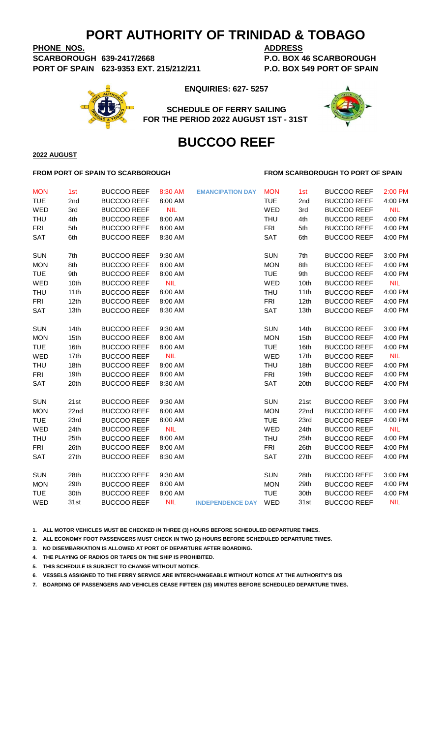# PORT AUTHORITY OF TRINIDAD & TOBAGO

**PHONE NOS.**
**SCARBOROUGH 639-2417/2668**
**PORT OF SPAIN 623-9353 EXT. 215/212/211**

**ADDRESS**
**P.O. BOX 46 SCARBOROUGH**
**P.O. BOX 549 PORT OF SPAIN**

**ENQUIRIES: 627- 5257**

**SCHEDULE OF FERRY SAILING**
**FOR THE PERIOD 2022 AUGUST 1ST - 31ST**

# BUCCOO REEF

**2022 AUGUST**

| FROM PORT OF SPAIN TO SCARBOROUGH | | | | | FROM SCARBOROUGH TO PORT OF SPAIN | | | |
|---|---|---|---|---|---|---|---|---|
| MON | 1st | BUCCOO REEF | 8:30 AM | EMANCIPATION DAY | MON | 1st | BUCCOO REEF | 2:00 PM |
| TUE | 2nd | BUCCOO REEF | 8:00 AM | | TUE | 2nd | BUCCOO REEF | 4:00 PM |
| WED | 3rd | BUCCOO REEF | NIL | | WED | 3rd | BUCCOO REEF | NIL |
| THU | 4th | BUCCOO REEF | 8:00 AM | | THU | 4th | BUCCOO REEF | 4:00 PM |
| FRI | 5th | BUCCOO REEF | 8:00 AM | | FRI | 5th | BUCCOO REEF | 4:00 PM |
| SAT | 6th | BUCCOO REEF | 8:30 AM | | SAT | 6th | BUCCOO REEF | 4:00 PM |
| SUN | 7th | BUCCOO REEF | 9:30 AM | | SUN | 7th | BUCCOO REEF | 3:00 PM |
| MON | 8th | BUCCOO REEF | 8:00 AM | | MON | 8th | BUCCOO REEF | 4:00 PM |
| TUE | 9th | BUCCOO REEF | 8:00 AM | | TUE | 9th | BUCCOO REEF | 4:00 PM |
| WED | 10th | BUCCOO REEF | NIL | | WED | 10th | BUCCOO REEF | NIL |
| THU | 11th | BUCCOO REEF | 8:00 AM | | THU | 11th | BUCCOO REEF | 4:00 PM |
| FRI | 12th | BUCCOO REEF | 8:00 AM | | FRI | 12th | BUCCOO REEF | 4:00 PM |
| SAT | 13th | BUCCOO REEF | 8:30 AM | | SAT | 13th | BUCCOO REEF | 4:00 PM |
| SUN | 14th | BUCCOO REEF | 9:30 AM | | SUN | 14th | BUCCOO REEF | 3:00 PM |
| MON | 15th | BUCCOO REEF | 8:00 AM | | MON | 15th | BUCCOO REEF | 4:00 PM |
| TUE | 16th | BUCCOO REEF | 8:00 AM | | TUE | 16th | BUCCOO REEF | 4:00 PM |
| WED | 17th | BUCCOO REEF | NIL | | WED | 17th | BUCCOO REEF | NIL |
| THU | 18th | BUCCOO REEF | 8:00 AM | | THU | 18th | BUCCOO REEF | 4:00 PM |
| FRI | 19th | BUCCOO REEF | 8:00 AM | | FRI | 19th | BUCCOO REEF | 4:00 PM |
| SAT | 20th | BUCCOO REEF | 8:30 AM | | SAT | 20th | BUCCOO REEF | 4:00 PM |
| SUN | 21st | BUCCOO REEF | 9:30 AM | | SUN | 21st | BUCCOO REEF | 3:00 PM |
| MON | 22nd | BUCCOO REEF | 8:00 AM | | MON | 22nd | BUCCOO REEF | 4:00 PM |
| TUE | 23rd | BUCCOO REEF | 8:00 AM | | TUE | 23rd | BUCCOO REEF | 4:00 PM |
| WED | 24th | BUCCOO REEF | NIL | | WED | 24th | BUCCOO REEF | NIL |
| THU | 25th | BUCCOO REEF | 8:00 AM | | THU | 25th | BUCCOO REEF | 4:00 PM |
| FRI | 26th | BUCCOO REEF | 8:00 AM | | FRI | 26th | BUCCOO REEF | 4:00 PM |
| SAT | 27th | BUCCOO REEF | 8:30 AM | | SAT | 27th | BUCCOO REEF | 4:00 PM |
| SUN | 28th | BUCCOO REEF | 9:30 AM | | SUN | 28th | BUCCOO REEF | 3:00 PM |
| MON | 29th | BUCCOO REEF | 8:00 AM | | MON | 29th | BUCCOO REEF | 4:00 PM |
| TUE | 30th | BUCCOO REEF | 8:00 AM | | TUE | 30th | BUCCOO REEF | 4:00 PM |
| WED | 31st | BUCCOO REEF | NIL | INDEPENDENCE DAY | WED | 31st | BUCCOO REEF | NIL |

1. **ALL MOTOR VEHICLES MUST BE CHECKED IN THREE (3) HOURS BEFORE SCHEDULED DEPARTURE TIMES.**
2. **ALL ECONOMY FOOT PASSENGERS MUST CHECK IN TWO (2) HOURS BEFORE SCHEDULED DEPARTURE TIMES.**
3. **NO DISEMBARKATION IS ALLOWED AT PORT OF DEPARTURE AFTER BOARDING.**
4. **THE PLAYING OF RADIOS OR TAPES ON THE SHIP IS PROHIBITED.**
5. **THIS SCHEDULE IS SUBJECT TO CHANGE WITHOUT NOTICE.**
6. **VESSELS ASSIGNED TO THE FERRY SERVICE ARE INTERCHANGEABLE WITHOUT NOTICE AT THE AUTHORITY'S DIS**
7. **BOARDING OF PASSENGERS AND VEHICLES CEASE FIFTEEN (15) MINUTES BEFORE SCHEDULED DEPARTURE TIMES.**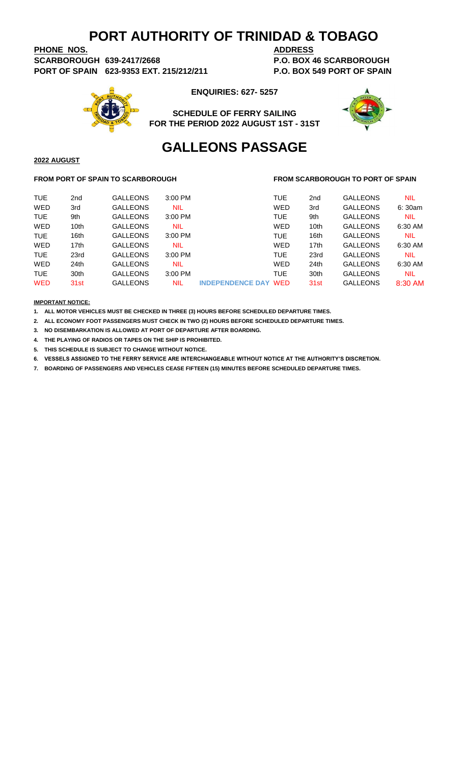# PORT AUTHORITY OF TRINIDAD & TOBAGO

**PHONE NOS.**
**SCARBOROUGH 639-2417/2668**
**PORT OF SPAIN 623-9353 EXT. 215/212/211**

**ADDRESS**
**P.O. BOX 46 SCARBOROUGH**
**P.O. BOX 549 PORT OF SPAIN**

**ENQUIRIES: 627- 5257**

**SCHEDULE OF FERRY SAILING**
**FOR THE PERIOD 2022 AUGUST 1ST - 31ST**

# GALLEONS PASSAGE

**2022 AUGUST**

| FROM PORT OF SPAIN TO SCARBOROUGH | | | | | FROM SCARBOROUGH TO PORT OF SPAIN | | | |
|---|---|---|---|---|---|---|---|---|
| TUE | 2nd | GALLEONS | 3:00 PM | | TUE | 2nd | GALLEONS | NIL |
| WED | 3rd | GALLEONS | NIL | | WED | 3rd | GALLEONS | 6: 30am |
| TUE | 9th | GALLEONS | 3:00 PM | | TUE | 9th | GALLEONS | NIL |
| WED | 10th | GALLEONS | NIL | | WED | 10th | GALLEONS | 6:30 AM |
| TUE | 16th | GALLEONS | 3:00 PM | | TUE | 16th | GALLEONS | NIL |
| WED | 17th | GALLEONS | NIL | | WED | 17th | GALLEONS | 6:30 AM |
| TUE | 23rd | GALLEONS | 3:00 PM | | TUE | 23rd | GALLEONS | NIL |
| WED | 24th | GALLEONS | NIL | | WED | 24th | GALLEONS | 6:30 AM |
| TUE | 30th | GALLEONS | 3:00 PM | | TUE | 30th | GALLEONS | NIL |
| WED | 31st | GALLEONS | NIL | INDEPENDENCE DAY | WED | 31st | GALLEONS | 8:30 AM |

**IMPORTANT NOTICE:**

1. **ALL MOTOR VEHICLES MUST BE CHECKED IN THREE (3) HOURS BEFORE SCHEDULED DEPARTURE TIMES.**
2. **ALL ECONOMY FOOT PASSENGERS MUST CHECK IN TWO (2) HOURS BEFORE SCHEDULED DEPARTURE TIMES.**
3. **NO DISEMBARKATION IS ALLOWED AT PORT OF DEPARTURE AFTER BOARDING.**
4. **THE PLAYING OF RADIOS OR TAPES ON THE SHIP IS PROHIBITED.**
5. **THIS SCHEDULE IS SUBJECT TO CHANGE WITHOUT NOTICE.**
6. **VESSELS ASSIGNED TO THE FERRY SERVICE ARE INTERCHANGEABLE WITHOUT NOTICE AT THE AUTHORITY'S DISCRETION.**
7. **BOARDING OF PASSENGERS AND VEHICLES CEASE FIFTEEN (15) MINUTES BEFORE SCHEDULED DEPARTURE TIMES.**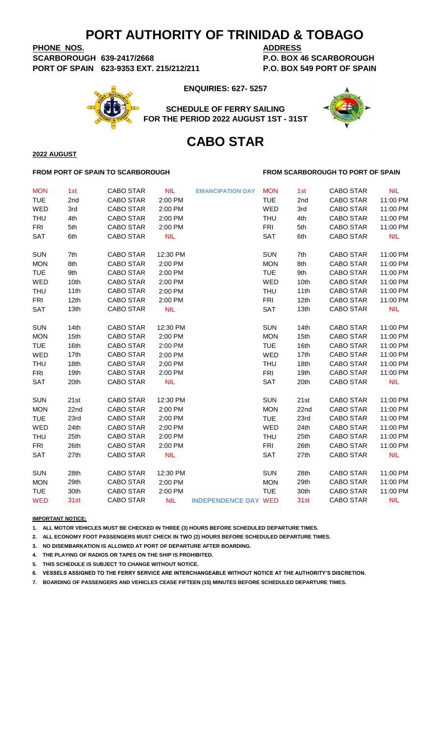# PORT AUTHORITY OF TRINIDAD & TOBAGO

**PHONE NOS.**
**SCARBOROUGH 639-2417/2668**
**PORT OF SPAIN 623-9353 EXT. 215/212/211**

**ADDRESS**
**P.O. BOX 46 SCARBOROUGH**
**P.O. BOX 549 PORT OF SPAIN**

**ENQUIRIES: 627- 5257**

**SCHEDULE OF FERRY SAILING**
**FOR THE PERIOD 2022 AUGUST 1ST - 31ST**

# CABO STAR

**2022 AUGUST**

| FROM PORT OF SPAIN TO SCARBOROUGH | | | | | FROM SCARBOROUGH TO PORT OF SPAIN | | | |
|---|---|---|---|---|---|---|---|---|
| MON | 1st | CABO STAR | NIL | EMANCIPATION DAY | MON | 1st | CABO STAR | NIL |
| TUE | 2nd | CABO STAR | 2:00 PM | | TUE | 2nd | CABO STAR | 11:00 PM |
| WED | 3rd | CABO STAR | 2:00 PM | | WED | 3rd | CABO STAR | 11:00 PM |
| THU | 4th | CABO STAR | 2:00 PM | | THU | 4th | CABO STAR | 11:00 PM |
| FRI | 5th | CABO STAR | 2:00 PM | | FRI | 5th | CABO STAR | 11:00 PM |
| SAT | 6th | CABO STAR | NIL | | SAT | 6th | CABO STAR | NIL |
| SUN | 7th | CABO STAR | 12:30 PM | | SUN | 7th | CABO STAR | 11:00 PM |
| MON | 8th | CABO STAR | 2:00 PM | | MON | 8th | CABO STAR | 11:00 PM |
| TUE | 9th | CABO STAR | 2:00 PM | | TUE | 9th | CABO STAR | 11:00 PM |
| WED | 10th | CABO STAR | 2:00 PM | | WED | 10th | CABO STAR | 11:00 PM |
| THU | 11th | CABO STAR | 2:00 PM | | THU | 11th | CABO STAR | 11:00 PM |
| FRI | 12th | CABO STAR | 2:00 PM | | FRI | 12th | CABO STAR | 11:00 PM |
| SAT | 13th | CABO STAR | NIL | | SAT | 13th | CABO STAR | NIL |
| SUN | 14th | CABO STAR | 12:30 PM | | SUN | 14th | CABO STAR | 11:00 PM |
| MON | 15th | CABO STAR | 2:00 PM | | MON | 15th | CABO STAR | 11:00 PM |
| TUE | 16th | CABO STAR | 2:00 PM | | TUE | 16th | CABO STAR | 11:00 PM |
| WED | 17th | CABO STAR | 2:00 PM | | WED | 17th | CABO STAR | 11:00 PM |
| THU | 18th | CABO STAR | 2:00 PM | | THU | 18th | CABO STAR | 11:00 PM |
| FRI | 19th | CABO STAR | 2:00 PM | | FRI | 19th | CABO STAR | 11:00 PM |
| SAT | 20th | CABO STAR | NIL | | SAT | 20th | CABO STAR | NIL |
| SUN | 21st | CABO STAR | 12:30 PM | | SUN | 21st | CABO STAR | 11:00 PM |
| MON | 22nd | CABO STAR | 2:00 PM | | MON | 22nd | CABO STAR | 11:00 PM |
| TUE | 23rd | CABO STAR | 2:00 PM | | TUE | 23rd | CABO STAR | 11:00 PM |
| WED | 24th | CABO STAR | 2:00 PM | | WED | 24th | CABO STAR | 11:00 PM |
| THU | 25th | CABO STAR | 2:00 PM | | THU | 25th | CABO STAR | 11:00 PM |
| FRI | 26th | CABO STAR | 2:00 PM | | FRI | 26th | CABO STAR | 11:00 PM |
| SAT | 27th | CABO STAR | NIL | | SAT | 27th | CABO STAR | NIL |
| SUN | 28th | CABO STAR | 12:30 PM | | SUN | 28th | CABO STAR | 11:00 PM |
| MON | 29th | CABO STAR | 2:00 PM | | MON | 29th | CABO STAR | 11:00 PM |
| TUE | 30th | CABO STAR | 2:00 PM | | TUE | 30th | CABO STAR | 11:00 PM |
| WED | 31st | CABO STAR | NIL | INDEPENDENCE DAY | WED | 31st | CABO STAR | NIL |

**IMPORTANT NOTICE:**

1. **ALL MOTOR VEHICLES MUST BE CHECKED IN THREE (3) HOURS BEFORE SCHEDULED DEPARTURE TIMES.**
2. **ALL ECONOMY FOOT PASSENGERS MUST CHECK IN TWO (2) HOURS BEFORE SCHEDULED DEPARTURE TIMES.**
3. **NO DISEMBARKATION IS ALLOWED AT PORT OF DEPARTURE AFTER BOARDING.**
4. **THE PLAYING OF RADIOS OR TAPES ON THE SHIP IS PROHIBITED.**
5. **THIS SCHEDULE IS SUBJECT TO CHANGE WITHOUT NOTICE.**
6. **VESSELS ASSIGNED TO THE FERRY SERVICE ARE INTERCHANGEABLE WITHOUT NOTICE AT THE AUTHORITY'S DISCRETION.**
7. **BOARDING OF PASSENGERS AND VEHICLES CEASE FIFTEEN (15) MINUTES BEFORE SCHEDULED DEPARTURE TIMES.**